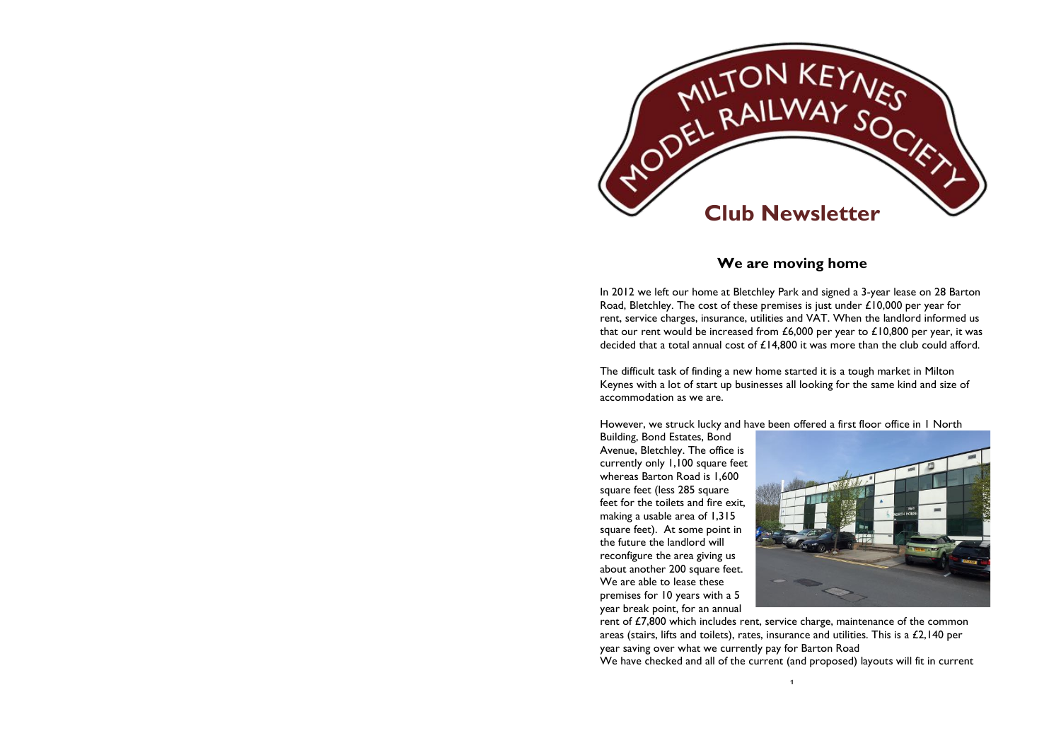# Milton Keynes Model Railway Society

# Club Newsletter

## We are moving home

In 2012 we left our home at Bletchley Park and signed a 3-year lease on 28 Barton Road, Bletchley. The cost of these premises is just under £10,000 per year for rent, service charges, insurance, utilities and VAT. When the landlord informed us that our rent would be increased from £6,000 per year to £10,800 per year, it was decided that a total annual cost of £14,800 it was more than the club could afford.

The difficult task of finding a new home started it is a tough market in Milton Keynes with a lot of start up businesses all looking for the same kind and size of accommodation as we are.

However, we struck lucky and have been offered a first floor office in 1 North Building, Bond Estates, Bond Avenue, Bletchley. The office is currently only 1,100 square feet whereas Barton Road is 1,600 square feet (less 285 square feet for the toilets and fire exit, making a usable area of 1,315 square feet). At some point in the future the landlord will reconfigure the area giving us about another 200 square feet. We are able to lease these premises for 10 years with a 5 year break point, for an annual rent of £7,800 which includes rent, service charge, maintenance of the common areas (stairs, lifts and toilets), rates, insurance and utilities. This is a £2,140 per year saving over what we currently pay for Barton Road

We have checked and all of the current (and proposed) layouts will fit in current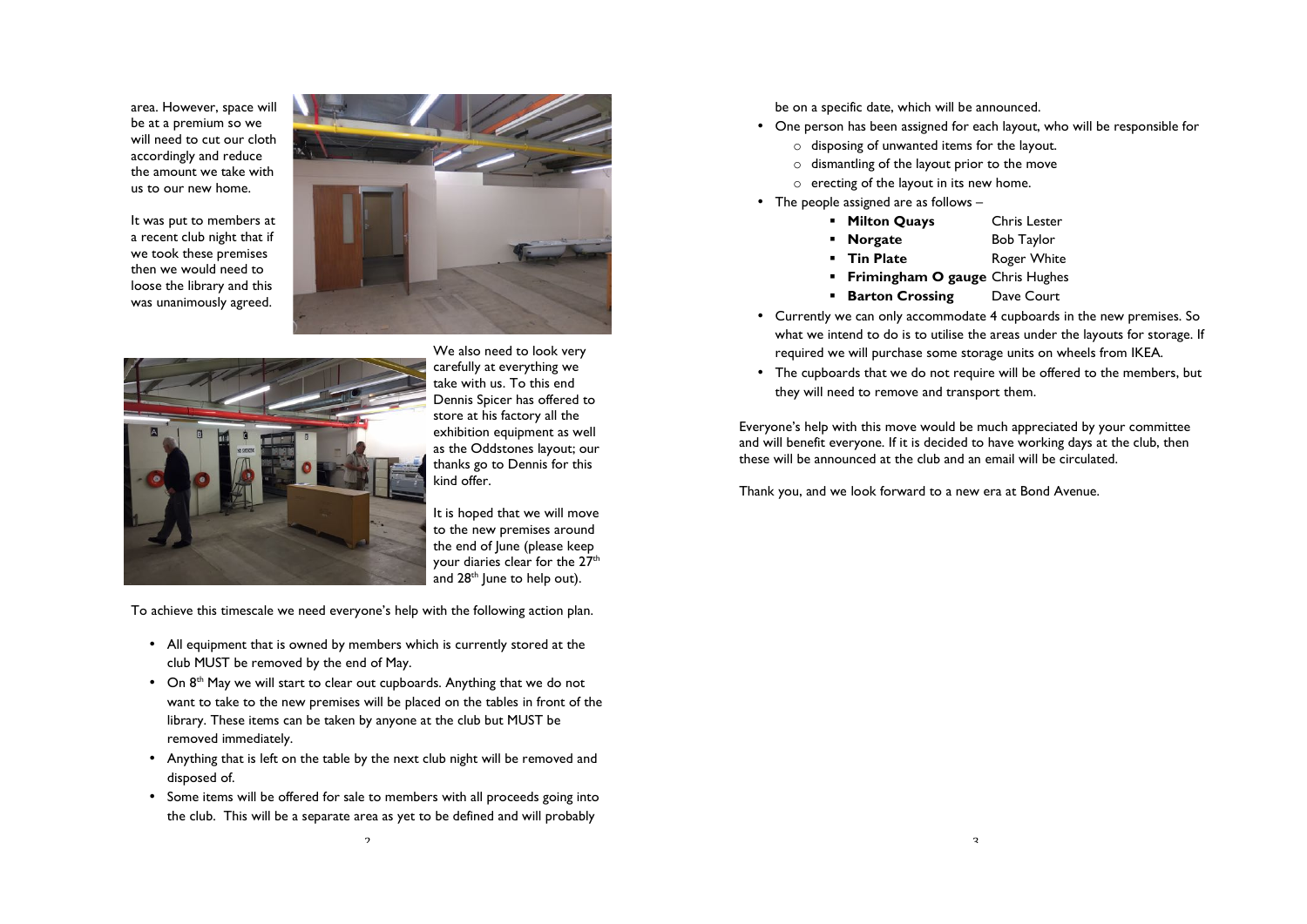area. However, space will be at a premium so we will need to cut our cloth accordingly and reduce the amount we take with us to our new home.

It was put to members at a recent club night that if we took these premises then we would need to loose the library and this was unanimously agreed.

We also need to look very carefully at everything we take with us. To this end Dennis Spicer has offered to store at his factory all the exhibition equipment as well as the Oddstones layout; our thanks go to Dennis for this kind offer.

It is hoped that we will move to the new premises around the end of June (please keep your diaries clear for the 27th and 28th June to help out).

To achieve this timescale we need everyone's help with the following action plan.

- All equipment that is owned by members which is currently stored at the club MUST be removed by the end of May.
- On 8th May we will start to clear out cupboards. Anything that we do not want to take to the new premises will be placed on the tables in front of the library. These items can be taken by anyone at the club but MUST be removed immediately.
- Anything that is left on the table by the next club night will be removed and disposed of.
- Some items will be offered for sale to members with all proceeds going into the club. This will be a separate area as yet to be defined and will probably be on a specific date, which will be announced.
- One person has been assigned for each layout, who will be responsible for
  - disposing of unwanted items for the layout.
  - dismantling of the layout prior to the move
  - erecting of the layout in its new home.
- The people assigned are as follows –
  - **Milton Quays** Chris Lester
  - **Norgate** Bob Taylor
  - **Tin Plate** Roger White
  - **Frimingham O gauge** Chris Hughes
  - **Barton Crossing** Dave Court
- Currently we can only accommodate 4 cupboards in the new premises. So what we intend to do is to utilise the areas under the layouts for storage. If required we will purchase some storage units on wheels from IKEA.
- The cupboards that we do not require will be offered to the members, but they will need to remove and transport them.

Everyone's help with this move would be much appreciated by your committee and will benefit everyone. If it is decided to have working days at the club, then these will be announced at the club and an email will be circulated.

Thank you, and we look forward to a new era at Bond Avenue.